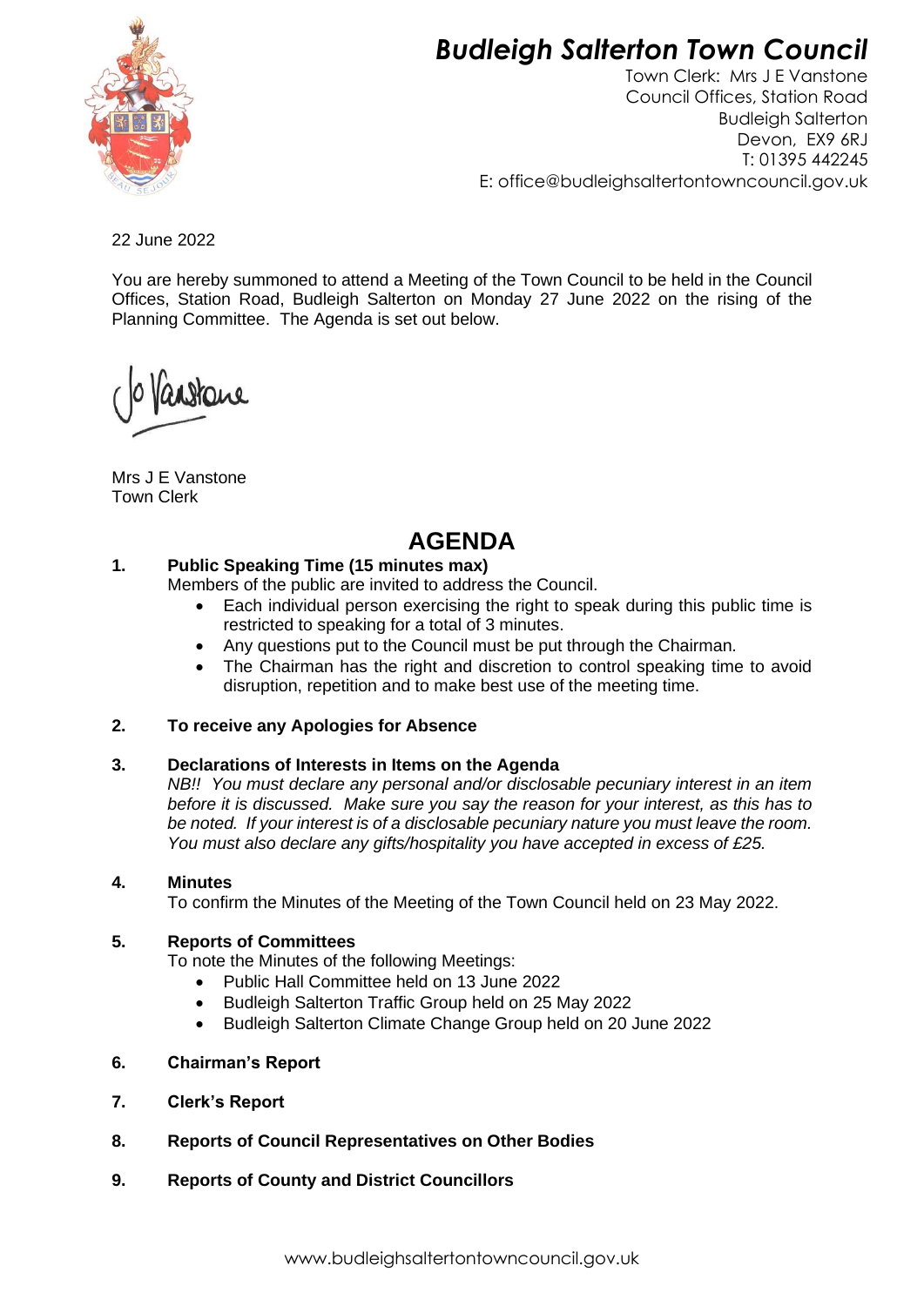# *Budleigh Salterton Town Council*

Town Clerk: Mrs J E Vanstone
Council Offices, Station Road
Budleigh Salterton
Devon, EX9 6RJ
T: 01395 442245
E: office@budleighsaltertontowncouncil.gov.uk

22 June 2022

You are hereby summoned to attend a Meeting of the Town Council to be held in the Council Offices, Station Road, Budleigh Salterton on Monday 27 June 2022 on the rising of the Planning Committee. The Agenda is set out below.

Jo Vanstone

Mrs J E Vanstone
Town Clerk

## AGENDA

**1. Public Speaking Time (15 minutes max)**

Members of the public are invited to address the Council.

- Each individual person exercising the right to speak during this public time is restricted to speaking for a total of 3 minutes.
- Any questions put to the Council must be put through the Chairman.
- The Chairman has the right and discretion to control speaking time to avoid disruption, repetition and to make best use of the meeting time.

**2. To receive any Apologies for Absence**

**3. Declarations of Interests in Items on the Agenda**

*NB!! You must declare any personal and/or disclosable pecuniary interest in an item before it is discussed. Make sure you say the reason for your interest, as this has to be noted. If your interest is of a disclosable pecuniary nature you must leave the room. You must also declare any gifts/hospitality you have accepted in excess of £25.*

**4. Minutes**

To confirm the Minutes of the Meeting of the Town Council held on 23 May 2022.

**5. Reports of Committees**

To note the Minutes of the following Meetings:

- Public Hall Committee held on 13 June 2022
- Budleigh Salterton Traffic Group held on 25 May 2022
- Budleigh Salterton Climate Change Group held on 20 June 2022

**6. Chairman's Report**

**7. Clerk's Report**

**8. Reports of Council Representatives on Other Bodies**

**9. Reports of County and District Councillors**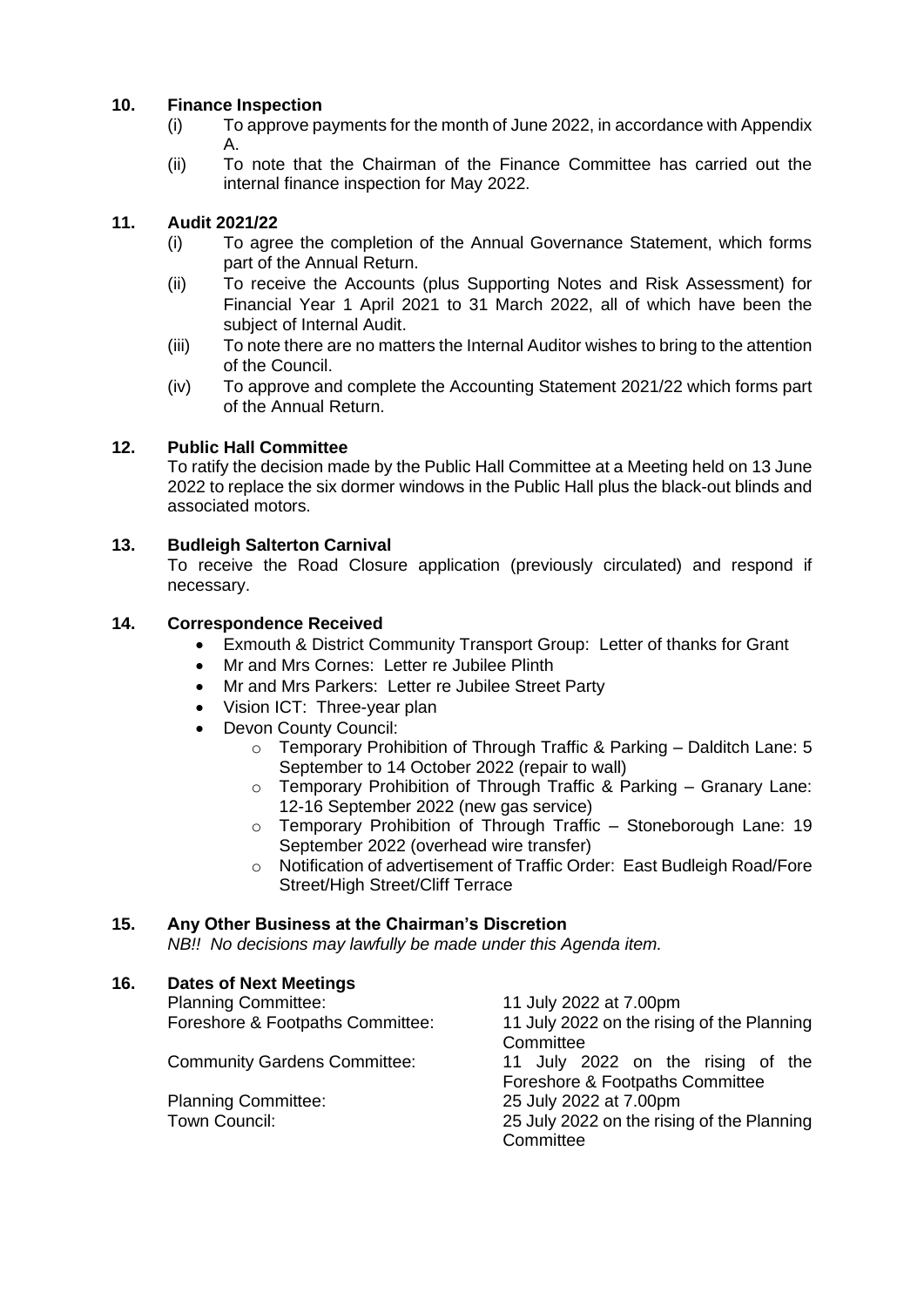## 10. Finance Inspection

(i) To approve payments for the month of June 2022, in accordance with Appendix A.

(ii) To note that the Chairman of the Finance Committee has carried out the internal finance inspection for May 2022.

## 11. Audit 2021/22

(i) To agree the completion of the Annual Governance Statement, which forms part of the Annual Return.

(ii) To receive the Accounts (plus Supporting Notes and Risk Assessment) for Financial Year 1 April 2021 to 31 March 2022, all of which have been the subject of Internal Audit.

(iii) To note there are no matters the Internal Auditor wishes to bring to the attention of the Council.

(iv) To approve and complete the Accounting Statement 2021/22 which forms part of the Annual Return.

## 12. Public Hall Committee

To ratify the decision made by the Public Hall Committee at a Meeting held on 13 June 2022 to replace the six dormer windows in the Public Hall plus the black-out blinds and associated motors.

## 13. Budleigh Salterton Carnival

To receive the Road Closure application (previously circulated) and respond if necessary.

## 14. Correspondence Received

- Exmouth & District Community Transport Group: Letter of thanks for Grant
- Mr and Mrs Cornes: Letter re Jubilee Plinth
- Mr and Mrs Parkers: Letter re Jubilee Street Party
- Vision ICT: Three-year plan
- Devon County Council:
  - Temporary Prohibition of Through Traffic & Parking – Dalditch Lane: 5 September to 14 October 2022 (repair to wall)
  - Temporary Prohibition of Through Traffic & Parking – Granary Lane: 12-16 September 2022 (new gas service)
  - Temporary Prohibition of Through Traffic – Stoneborough Lane: 19 September 2022 (overhead wire transfer)
  - Notification of advertisement of Traffic Order: East Budleigh Road/Fore Street/High Street/Cliff Terrace

## 15. Any Other Business at the Chairman's Discretion

*NB!! No decisions may lawfully be made under this Agenda item.*

## 16. Dates of Next Meetings

| | |
|---|---|
| Planning Committee: | 11 July 2022 at 7.00pm |
| Foreshore & Footpaths Committee: | 11 July 2022 on the rising of the Planning Committee |
| Community Gardens Committee: | 11 July 2022 on the rising of the Foreshore & Footpaths Committee |
| Planning Committee: | 25 July 2022 at 7.00pm |
| Town Council: | 25 July 2022 on the rising of the Planning Committee |